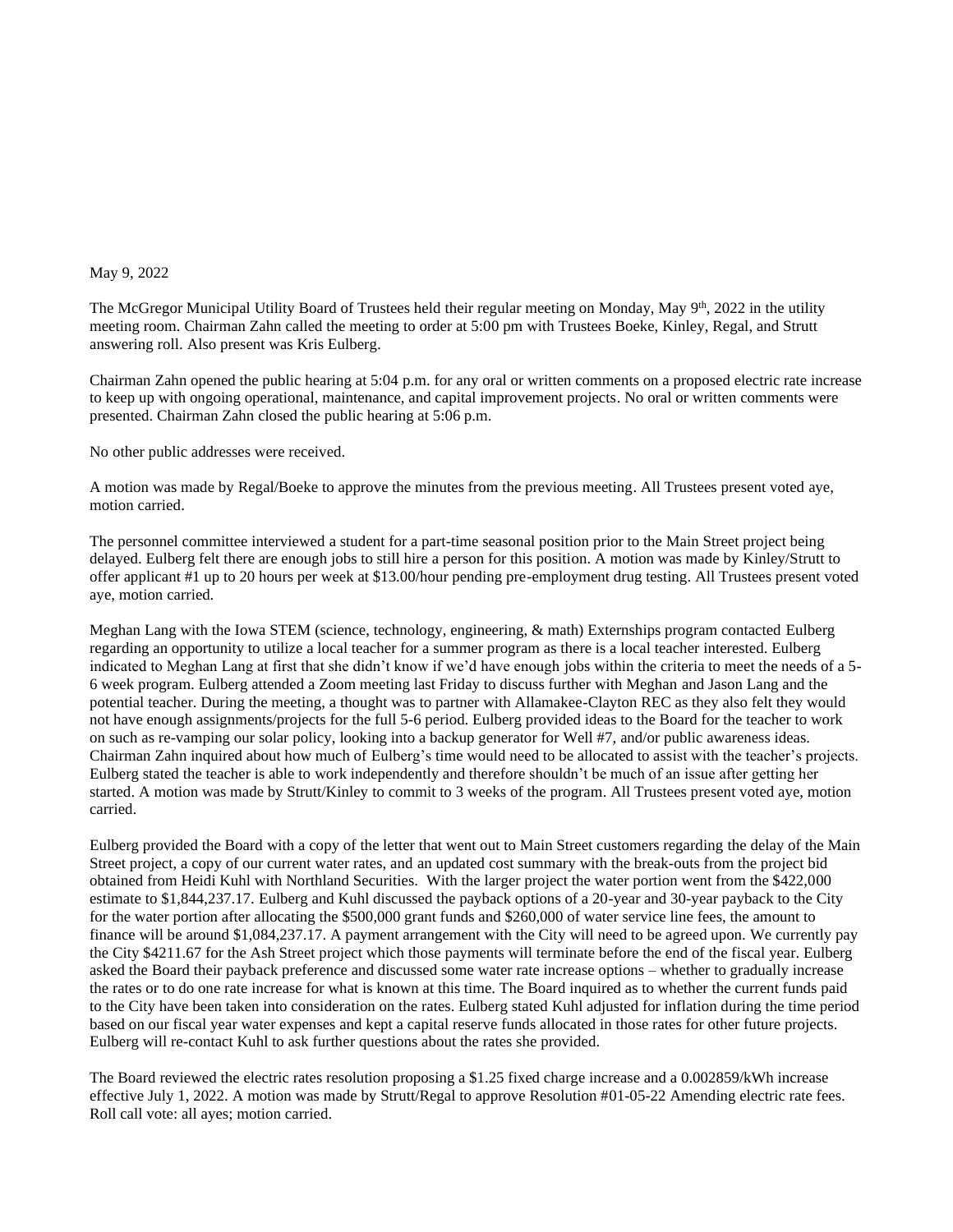May 9, 2022

The McGregor Municipal Utility Board of Trustees held their regular meeting on Monday, May 9th, 2022 in the utility meeting room. Chairman Zahn called the meeting to order at 5:00 pm with Trustees Boeke, Kinley, Regal, and Strutt answering roll. Also present was Kris Eulberg.

Chairman Zahn opened the public hearing at 5:04 p.m. for any oral or written comments on a proposed electric rate increase to keep up with ongoing operational, maintenance, and capital improvement projects. No oral or written comments were presented. Chairman Zahn closed the public hearing at 5:06 p.m.

No other public addresses were received.

A motion was made by Regal/Boeke to approve the minutes from the previous meeting. All Trustees present voted aye, motion carried.

The personnel committee interviewed a student for a part-time seasonal position prior to the Main Street project being delayed. Eulberg felt there are enough jobs to still hire a person for this position. A motion was made by Kinley/Strutt to offer applicant #1 up to 20 hours per week at $13.00/hour pending pre-employment drug testing. All Trustees present voted aye, motion carried.

Meghan Lang with the Iowa STEM (science, technology, engineering, & math) Externships program contacted Eulberg regarding an opportunity to utilize a local teacher for a summer program as there is a local teacher interested. Eulberg indicated to Meghan Lang at first that she didn't know if we'd have enough jobs within the criteria to meet the needs of a 5-6 week program. Eulberg attended a Zoom meeting last Friday to discuss further with Meghan and Jason Lang and the potential teacher. During the meeting, a thought was to partner with Allamakee-Clayton REC as they also felt they would not have enough assignments/projects for the full 5-6 period. Eulberg provided ideas to the Board for the teacher to work on such as re-vamping our solar policy, looking into a backup generator for Well #7, and/or public awareness ideas. Chairman Zahn inquired about how much of Eulberg's time would need to be allocated to assist with the teacher's projects. Eulberg stated the teacher is able to work independently and therefore shouldn't be much of an issue after getting her started. A motion was made by Strutt/Kinley to commit to 3 weeks of the program. All Trustees present voted aye, motion carried.

Eulberg provided the Board with a copy of the letter that went out to Main Street customers regarding the delay of the Main Street project, a copy of our current water rates, and an updated cost summary with the break-outs from the project bid obtained from Heidi Kuhl with Northland Securities. With the larger project the water portion went from the $422,000 estimate to $1,844,237.17. Eulberg and Kuhl discussed the payback options of a 20-year and 30-year payback to the City for the water portion after allocating the $500,000 grant funds and $260,000 of water service line fees, the amount to finance will be around $1,084,237.17. A payment arrangement with the City will need to be agreed upon. We currently pay the City $4211.67 for the Ash Street project which those payments will terminate before the end of the fiscal year. Eulberg asked the Board their payback preference and discussed some water rate increase options – whether to gradually increase the rates or to do one rate increase for what is known at this time. The Board inquired as to whether the current funds paid to the City have been taken into consideration on the rates. Eulberg stated Kuhl adjusted for inflation during the time period based on our fiscal year water expenses and kept a capital reserve funds allocated in those rates for other future projects. Eulberg will re-contact Kuhl to ask further questions about the rates she provided.

The Board reviewed the electric rates resolution proposing a $1.25 fixed charge increase and a 0.002859/kWh increase effective July 1, 2022. A motion was made by Strutt/Regal to approve Resolution #01-05-22 Amending electric rate fees. Roll call vote: all ayes; motion carried.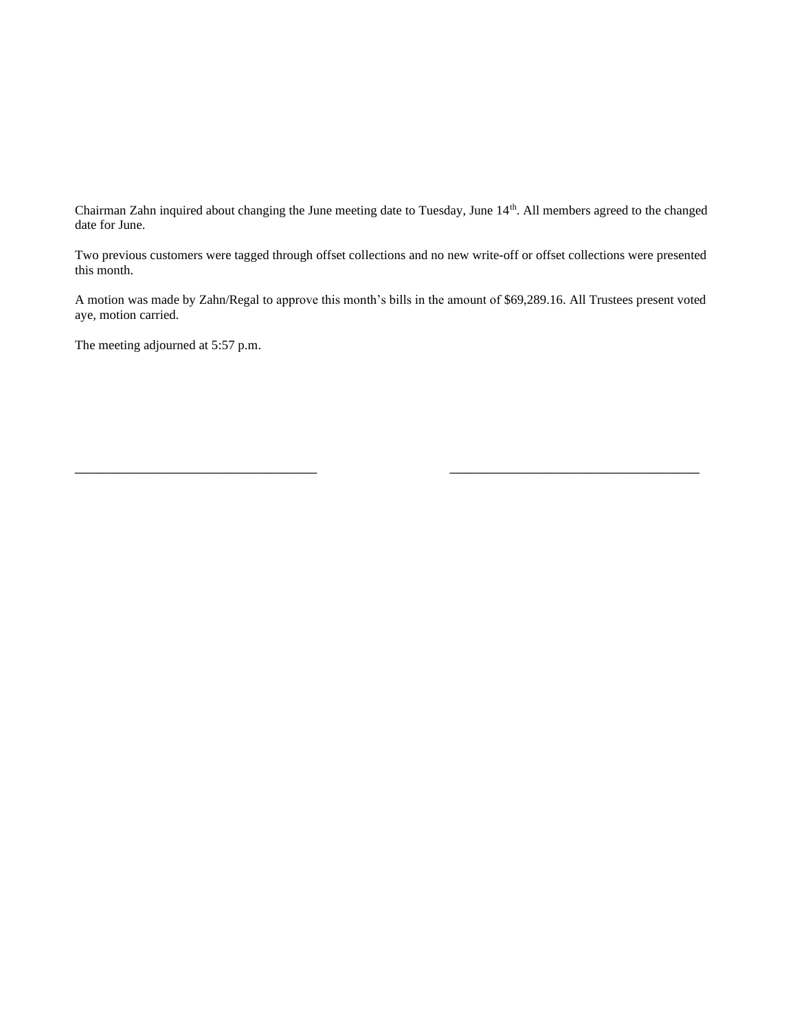Chairman Zahn inquired about changing the June meeting date to Tuesday, June 14th. All members agreed to the changed date for June.

Two previous customers were tagged through offset collections and no new write-off or offset collections were presented this month.

A motion was made by Zahn/Regal to approve this month's bills in the amount of $69,289.16. All Trustees present voted aye, motion carried.

The meeting adjourned at 5:57 p.m.

\_\_\_\_\_\_\_\_\_\_\_\_\_\_\_\_\_\_\_\_\_\_\_\_\_\_\_\_\_\_\_\_\_\_\_\_ \_\_\_\_\_\_\_\_\_\_\_\_\_\_\_\_\_\_\_\_\_\_\_\_\_\_\_\_\_\_\_\_\_\_\_\_